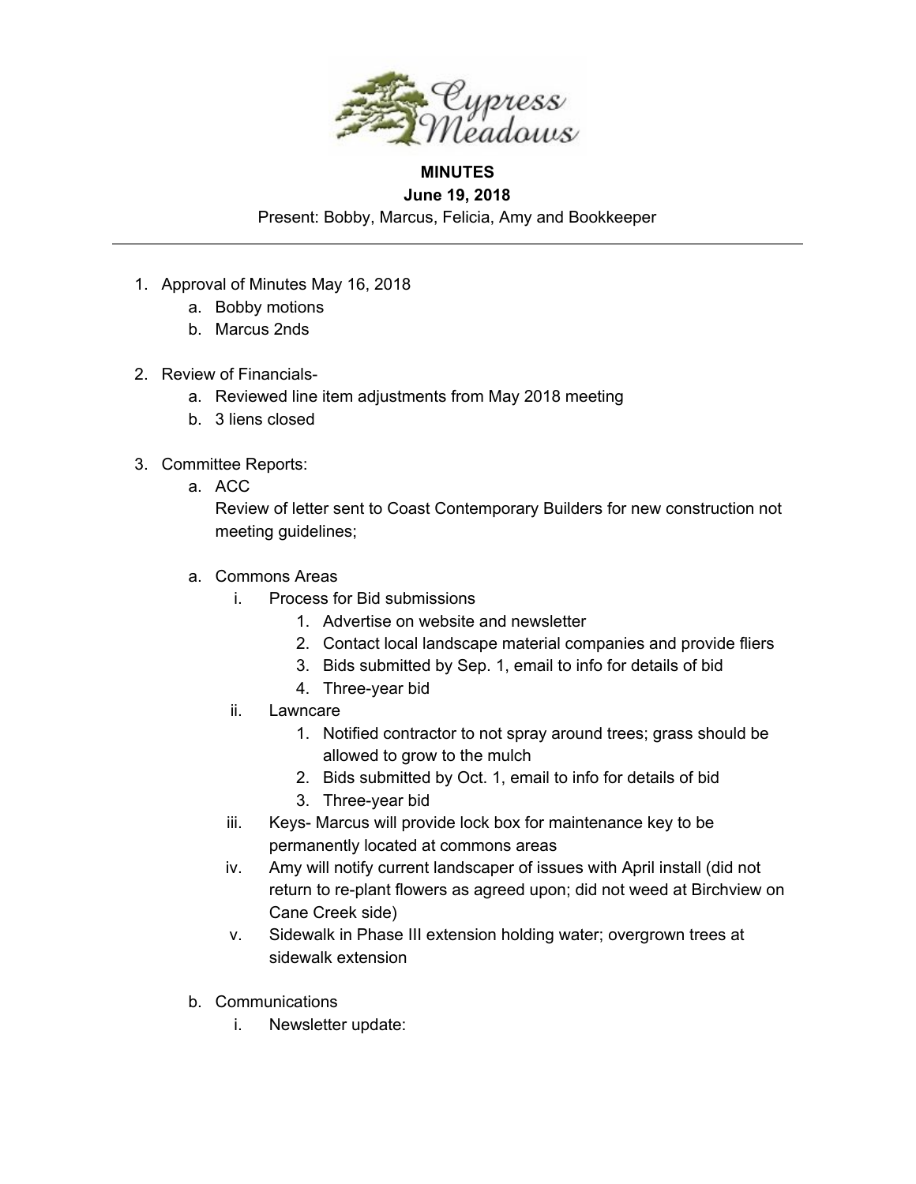Cypress Meadows

**MINUTES**

**June 19, 2018**

Present: Bobby, Marcus, Felicia, Amy and Bookkeeper

---

1. Approval of Minutes May 16, 2018
    a. Bobby motions
    b. Marcus 2nds

2. Review of Financials-
    a. Reviewed line item adjustments from May 2018 meeting
    b. 3 liens closed

3. Committee Reports:
    a. ACC
    Review of letter sent to Coast Contemporary Builders for new construction not meeting guidelines;

    a. Commons Areas
        i. Process for Bid submissions
            1. Advertise on website and newsletter
            2. Contact local landscape material companies and provide fliers
            3. Bids submitted by Sep. 1, email to info for details of bid
            4. Three-year bid
        ii. Lawncare
            1. Notified contractor to not spray around trees; grass should be allowed to grow to the mulch
            2. Bids submitted by Oct. 1, email to info for details of bid
            3. Three-year bid
        iii. Keys- Marcus will provide lock box for maintenance key to be permanently located at commons areas
        iv. Amy will notify current landscaper of issues with April install (did not return to re-plant flowers as agreed upon; did not weed at Birchview on Cane Creek side)
        v. Sidewalk in Phase III extension holding water; overgrown trees at sidewalk extension

    b. Communications
        i. Newsletter update: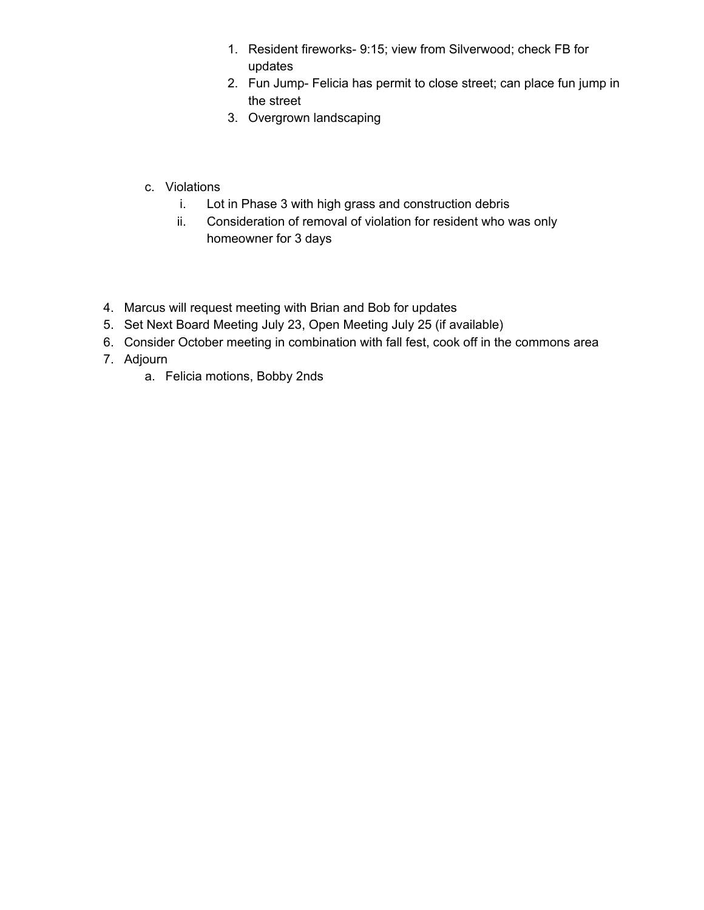1. Resident fireworks- 9:15; view from Silverwood; check FB for updates
2. Fun Jump- Felicia has permit to close street; can place fun jump in the street
3. Overgrown landscaping

c. Violations
   i. Lot in Phase 3 with high grass and construction debris
   ii. Consideration of removal of violation for resident who was only homeowner for 3 days

4. Marcus will request meeting with Brian and Bob for updates
5. Set Next Board Meeting July 23, Open Meeting July 25 (if available)
6. Consider October meeting in combination with fall fest, cook off in the commons area
7. Adjourn
   a. Felicia motions, Bobby 2nds